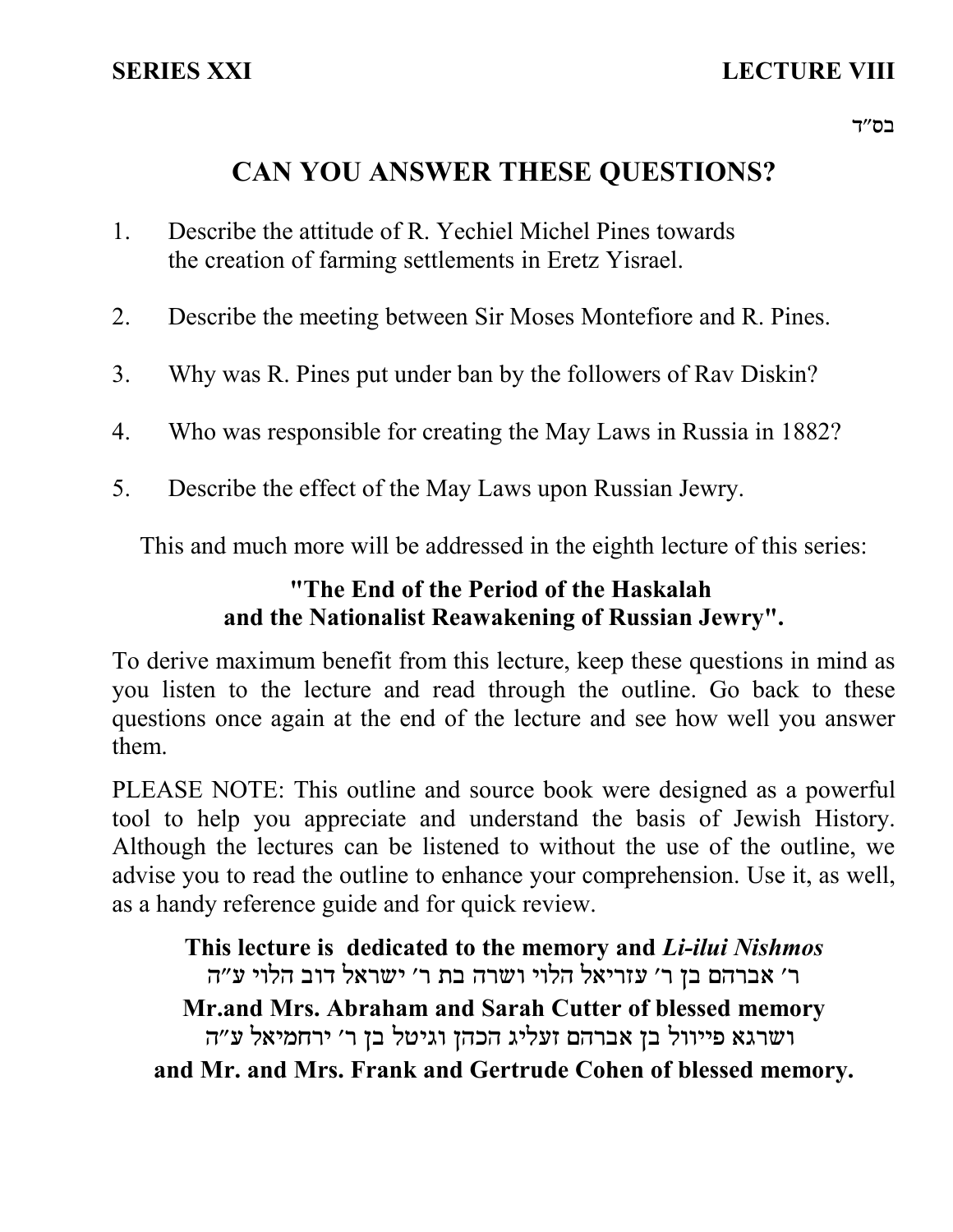**SERIES XXI** **LECTURE VIII**

בס״ד

# CAN YOU ANSWER THESE QUESTIONS?

1. Describe the attitude of R. Yechiel Michel Pines towards the creation of farming settlements in Eretz Yisrael.

2. Describe the meeting between Sir Moses Montefiore and R. Pines.

3. Why was R. Pines put under ban by the followers of Rav Diskin?

4. Who was responsible for creating the May Laws in Russia in 1882?

5. Describe the effect of the May Laws upon Russian Jewry.

This and much more will be addressed in the eighth lecture of this series:

**"The End of the Period of the Haskalah and the Nationalist Reawakening of Russian Jewry".**

To derive maximum benefit from this lecture, keep these questions in mind as you listen to the lecture and read through the outline. Go back to these questions once again at the end of the lecture and see how well you answer them.

PLEASE NOTE: This outline and source book were designed as a powerful tool to help you appreciate and understand the basis of Jewish History. Although the lectures can be listened to without the use of the outline, we advise you to read the outline to enhance your comprehension. Use it, as well, as a handy reference guide and for quick review.

**This lecture is dedicated to the memory and *Li-ilui Nishmos***
ר׳ אברהם בן ר׳ עזריאל הלוי ושרה בת ר׳ ישראל דוב הלוי ע״ה
**Mr.and Mrs. Abraham and Sarah Cutter of blessed memory**
ושרגא פייוול בן אברהם זעליג הכהן וגיטל בן ר׳ ירחמיאל ע״ה
**and Mr. and Mrs. Frank and Gertrude Cohen of blessed memory.**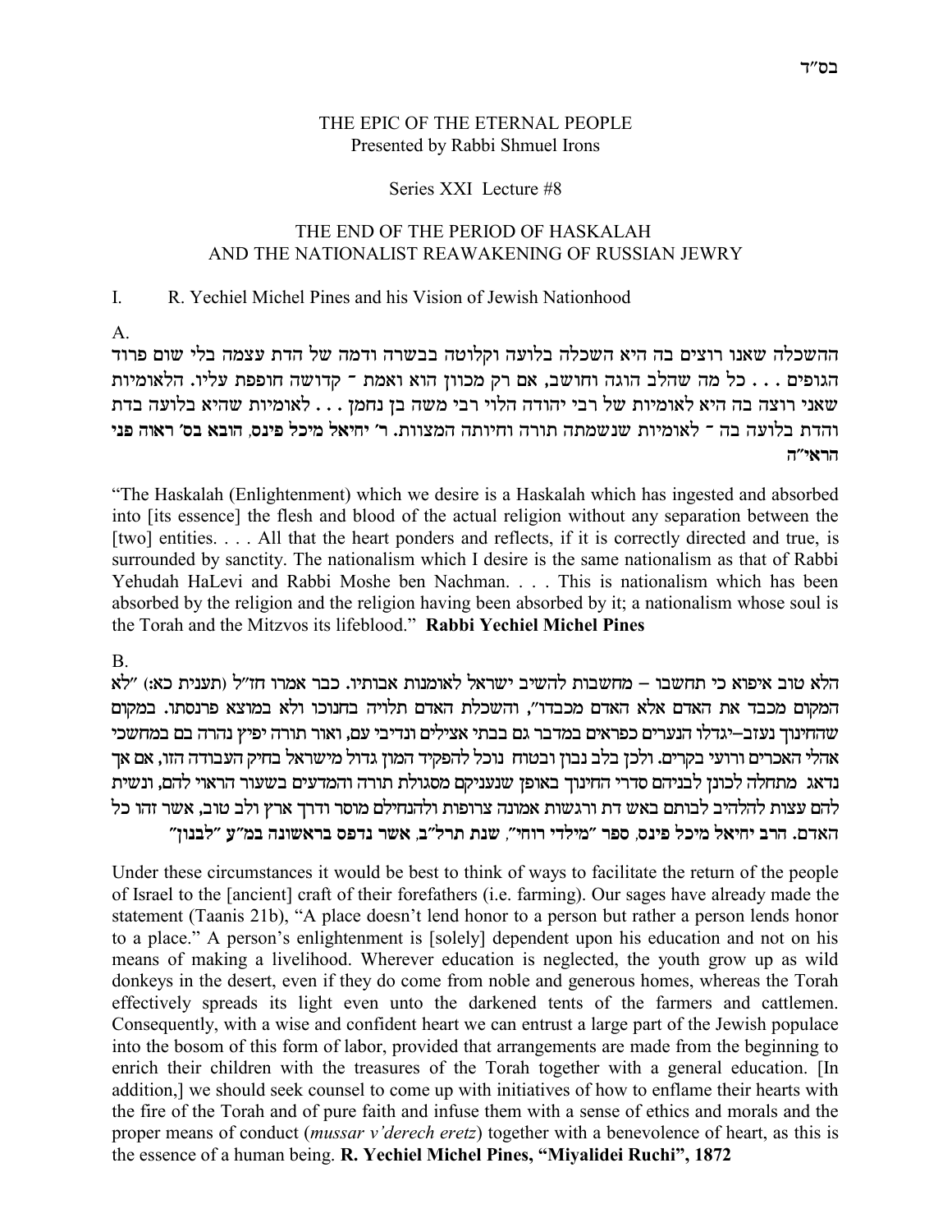בס"ד

THE EPIC OF THE ETERNAL PEOPLE
Presented by Rabbi Shmuel Irons

Series XXI Lecture #8

## THE END OF THE PERIOD OF HASKALAH AND THE NATIONALIST REAWAKENING OF RUSSIAN JEWRY

I. R. Yechiel Michel Pines and his Vision of Jewish Nationhood

A.

ההשכלה שאנו רוצים בה היא השכלה בלועה וקלוטה בבשרה ודמה של הדת עצמה בלי שום פרוד הגופים . . . כל מה שהלב הוגה וחושב, אם רק מכוון הוא ואמת ־ קדושה חופפת עליו. הלאומיות שאני רוצה בה היא לאומיות של רבי יהודה הלוי רבי משה בן נחמן . . . לאומיות שהיא בלועה בדת והדת בלועה בה ־ לאומיות שנשמתה תורה וחיותה המצוות. **ר' יחיאל מיכל פינס**, **הובא בס' ראוה פני הראי"ה**

"The Haskalah (Enlightenment) which we desire is a Haskalah which has ingested and absorbed into [its essence] the flesh and blood of the actual religion without any separation between the [two] entities. . . . All that the heart ponders and reflects, if it is correctly directed and true, is surrounded by sanctity. The nationalism which I desire is the same nationalism as that of Rabbi Yehudah HaLevi and Rabbi Moshe ben Nachman. . . . This is nationalism which has been absorbed by the religion and the religion having been absorbed by it; a nationalism whose soul is the Torah and the Mitzvos its lifeblood." **Rabbi Yechiel Michel Pines**

B.

הלא טוב איפוא כי תחשבו – מחשבות להשיב ישראל לאומנות אבותיו. כבר אמרו חז"ל (תענית כא:) "לא המקום מכבד את האדם אלא האדם מכבדו", והשכלת האדם תלויה בחנוכו ולא במוצא פרנסתו. במקום שהחינוך נעזב–יגדלו הנערים כפראים במדבר גם בבתי אצילים ונדיבי עם, ואור תורה יפיץ נהרה בם במחשכי אהלי האכרים ורועי בקרים. ולכן בלב נבון ובטוח נוכל להפקיד המון גדול מישראל בחיק העבודה הזו, אם אך נדאג מתחלה לכונן לבניהם סדרי החינוך באופן שנעניקם מסגולת תורה והמדעים בשעור הראוי להם, ונשית להם עצות להלהיב לבותם באש דת ורגשות אמונה צרופות ולהנחילם מוסר ודרך ארץ ולב טוב, אשר זהו כל האדם. **הרב יחיאל מיכל פינס**, **ספר "מילדי רוחי", שנת תרל"ב, אשר נדפס בראשונה במ"ע "לבנון"**

Under these circumstances it would be best to think of ways to facilitate the return of the people of Israel to the [ancient] craft of their forefathers (i.e. farming). Our sages have already made the statement (Taanis 21b), "A place doesn't lend honor to a person but rather a person lends honor to a place." A person's enlightenment is [solely] dependent upon his education and not on his means of making a livelihood. Wherever education is neglected, the youth grow up as wild donkeys in the desert, even if they do come from noble and generous homes, whereas the Torah effectively spreads its light even unto the darkened tents of the farmers and cattlemen. Consequently, with a wise and confident heart we can entrust a large part of the Jewish populace into the bosom of this form of labor, provided that arrangements are made from the beginning to enrich their children with the treasures of the Torah together with a general education. [In addition,] we should seek counsel to come up with initiatives of how to enflame their hearts with the fire of the Torah and of pure faith and infuse them with a sense of ethics and morals and the proper means of conduct (*mussar v'derech eretz*) together with a benevolence of heart, as this is the essence of a human being. **R. Yechiel Michel Pines, "Miyalidei Ruchi", 1872**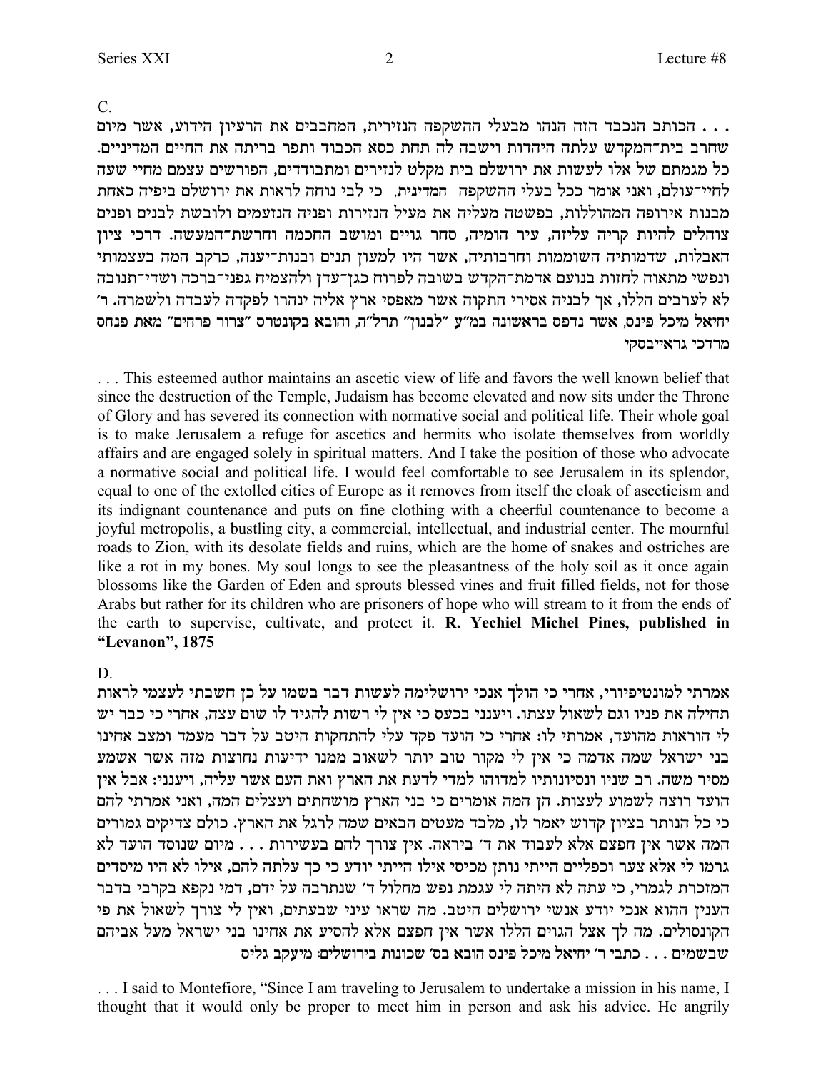C.

. . . הכותב הנכבד הזה הנהו מבעלי ההשקפה הנזירית, המחבבים את הרעיון הידוע, אשר מיום שחרב בית־המקדש עלתה היהדות וישבה לה תחת כסא הכבוד ותפר בריתה את החיים המדיניים. כל מגמתם של אלו לעשות את ירושלם בית מקלט לנזירים ומתבודדים, הפורשים עצמם מחיי שעה לחיי־עולם, ואני אומר ככל בעלי ההשקפה המדינית, כי לבי נוחה לראות את ירושלם ביפיה כאחת מבנות אירופה המהוללות, בפשטה מעליה את מעיל הנזירות ופניה הנזעמים ולובשת לבנים ופנים צוהלים להיות קריה עליזה, עיר הומיה, סחר גויים ומושב החכמה וחרשת־המעשה. דרכי ציון האבלות, שדמותיה השוממות וחרבותיה, אשר היו למעון תנים ובנות־יענה, כרקב המה בעצמותי ונפשי מתאוה לחזות בנועם אדמת־הקדש בשובה לפרוח כגן־עדן ולהצמיח גפני־ברכה ושדי־תנובה לא לערבים הללו, אך לבניה אסירי התקוה אשר מאפסי ארץ אליה ינהרו לפקדה לעבדה ולשמרה. **ר׳ יחיאל מיכל פינס, אשר נדפס בראשונה במ״ע ״לבנון״ תרל״ה, והובא בקונטרס ״צרור פרחים״ מאת פנחס מרדכי גראייבסקי**

. . . This esteemed author maintains an ascetic view of life and favors the well known belief that since the destruction of the Temple, Judaism has become elevated and now sits under the Throne of Glory and has severed its connection with normative social and political life. Their whole goal is to make Jerusalem a refuge for ascetics and hermits who isolate themselves from worldly affairs and are engaged solely in spiritual matters. And I take the position of those who advocate a normative social and political life. I would feel comfortable to see Jerusalem in its splendor, equal to one of the extolled cities of Europe as it removes from itself the cloak of asceticism and its indignant countenance and puts on fine clothing with a cheerful countenance to become a joyful metropolis, a bustling city, a commercial, intellectual, and industrial center. The mournful roads to Zion, with its desolate fields and ruins, which are the home of snakes and ostriches are like a rot in my bones. My soul longs to see the pleasantness of the holy soil as it once again blossoms like the Garden of Eden and sprouts blessed vines and fruit filled fields, not for those Arabs but rather for its children who are prisoners of hope who will stream to it from the ends of the earth to supervise, cultivate, and protect it. **R. Yechiel Michel Pines, published in "Levanon", 1875**

D.

אמרתי למונטיפיורי, אחרי כי הולך אנכי ירושלימה לעשות דבר בשמו על כן חשבתי לעצמי לראות תחילה את פניו וגם לשאול עצתו. ויענני בכעס כי אין לי רשות להגיד לו שום עצה, אחרי כי כבר יש לי הוראות מהועד, אמרתי לו: אחרי כי הועד פקד עלי להתחקות היטב על דבר מעמד ומצב אחינו בני ישראל שמה אדמה כי אין לי מקור טוב יותר לשאוב ממנו ידיעות נחוצות מזה אשר אשמע מסיר משה. רב שניו ונסיונותיו למדוהו למדי לדעת את הארץ ואת העם אשר עליה, ויענני: אבל אין הועד רוצה לשמוע לעצות. הן המה אומרים כי בני הארץ מושחתים ועצלים המה, ואני אמרתי להם כי כל הנותר בציון קדוש יאמר לו, מלבד מעטים הבאים שמה לרגל את הארץ. כולם צדיקים גמורים המה אשר אין חפצם אלא לעבוד את ד׳ ביראה. אין צורך להם בעשירות . . . מיום שנוסד הועד לא גרמו לי אלא צער וכפליים הייתי נותן מכיסי אילו הייתי יודע כי כך עלתה להם, אילו לא היו מיסדים המזכרת לגמרי, כי עתה לא היתה לי עגמת נפש מחלול ד׳ שנתרבה על ידם, דמי נקפא בקרבי בדבר הענין ההוא אנכי יודע אנשי ירושלים היטב. מה שראו עיני שבעתים, ואין לי צורך לשאול את פי הקונסולים. מה לך אצל הגוים הללו אשר אין חפצם אלא להסיע את אחינו בני ישראל מעל אביהם שבשמים . . . **כתבי ר׳ יחיאל מיכל פינס הובא בס׳ שכונות בירושלים: מיעקב גליס**

. . . I said to Montefiore, "Since I am traveling to Jerusalem to undertake a mission in his name, I thought that it would only be proper to meet him in person and ask his advice. He angrily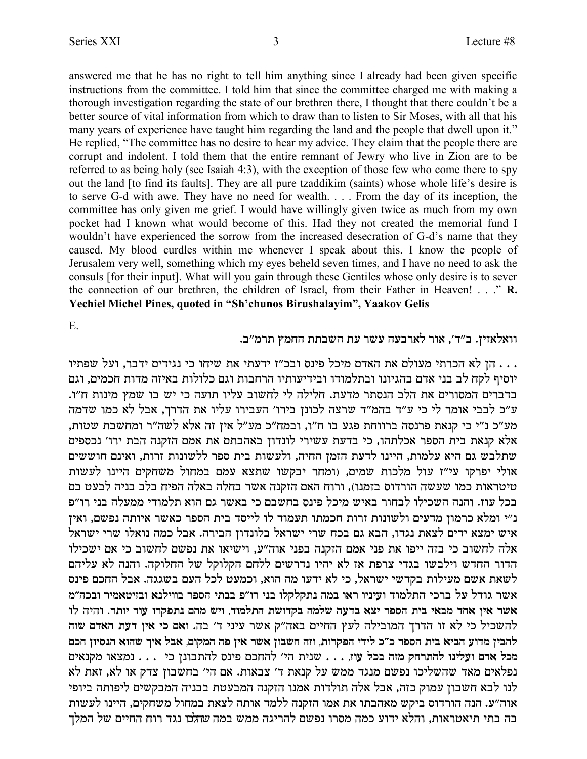answered me that he has no right to tell him anything since I already had been given specific instructions from the committee. I told him that since the committee charged me with making a thorough investigation regarding the state of our brethren there, I thought that there couldn't be a better source of vital information from which to draw than to listen to Sir Moses, with all that his many years of experience have taught him regarding the land and the people that dwell upon it." He replied, "The committee has no desire to hear my advice. They claim that the people there are corrupt and indolent. I told them that the entire remnant of Jewry who live in Zion are to be referred to as being holy (see Isaiah 4:3), with the exception of those few who come there to spy out the land [to find its faults]. They are all pure tzaddikim (saints) whose whole life's desire is to serve G-d with awe. They have no need for wealth. . . . From the day of its inception, the committee has only given me grief. I would have willingly given twice as much from my own pocket had I known what would become of this. Had they not created the memorial fund I wouldn't have experienced the sorrow from the increased desecration of G-d's name that they caused. My blood curdles within me whenever I speak about this. I know the people of Jerusalem very well, something which my eyes beheld seven times, and I have no need to ask the consuls [for their input]. What will you gain through these Gentiles whose only desire is to sever the connection of our brethren, the children of Israel, from their Father in Heaven! . . ." **R. Yechiel Michel Pines, quoted in "Sh'chunos Birushalayim", Yaakov Gelis**

E.

וואלאזין. ב"ד', אור לארבעה עשר עת השבתת החמץ תרמ"ב.

. . . הן לא הכרתי מעולם את האדם מיכל פינס ובכ"ז ידעתי את שיחו כי נגידים ידבר, ועל שפתיו יוסיף לקח לב בני אדם בהגיונו ובתלמודו ובידיעותיו הרחבות וגם כלולות באיזה מדות חכמים, וגם בדברים המסורים את הלב הנסתר מדעת. חלילה לי לחשוב עליו תועה כי יש בו שמץ מינות ח"ו. ע"כ לבבי אומר לי כי ע"ד בהמ"ד שרצה לכונן בירו' העבירו עליו את הדרך, אבל לא כמו שדמה מע"כ נ"י כי קנאת פרנסה ברווחת פגע בו ח"ו, ובמח"כ מע"ל אין זה אלא לשה"ר ומחשבת שטות, אלא קנאת בית הספר אכלתהו, כי בדעת עשירי לונדון באהבתם את אמם הזקנה הבת ירו' נכספים שתלבש גם היא עלמות, היינו לדעת הזמן החיה, ולעשות בית ספר ללשונות זרות, ואינם חוששים אולי יפרקו עי"ז עול מלכות שמים, (ומחר יבקשו שתצא עמם במחול משחקים היינו לעשות טיטראות כמו שעשה הורדוס בזמנו), ורוח האם הזקנה אשר בחלה באלה הפיח בלב בניה לבעט בם בכל עוז. והנה השכילו לבחור באיש מיכל פינס בחשבם כי באשר גם הוא תלמודי ממעלה בני רו"פ נ"י ומלא כרמון מדעים ולשונות זרות חכמתו תעמוד לו לייסד בית הספר כאשר איותה נפשם, ואין איש ימצא ידים לצאת נגדו, הבא גם בכח שרי ישראל בלונדון הבירה. אבל כמה נואלו שרי ישראל אלה לחשוב כי בזה ייפו את פני אמם הזקנה בפני אוה"ע, וישיאו את נפשם לחשוב כי אם ישכילו הדור החדש וילבשו בגדי צרפת אז לא יהיו נדרשים ללחם הקלוקל של החלוקה. והנה לא עליהם לשאת אשם מעילות בקדשי ישראל, כי לא ידעו מה הוא, וכמעט לכל העם בשגגה. אבל החכם פינס אשר גודל על ברכי התלמוד ועיניו ראו במה נתקלקלו בני רו"פ בבתי הספר בווילנא ובזיטאמיר ובכה"מ אשר אין אחד מבאי בית הספר יצא בדעה שלמה בקדושת התלמוד, ויש מהם נתפקרו עוד יותר. והיה לו להשכיל כי לא זו הדרך המובילה לעץ החיים באה"ק אשר עיני ד' בה. ואם כי אין דעת האדם שוה להבין מדוע הביא בית הספר כ"כ לידי הפקרות, וזה חשבון אשר אין פה המקום, אבל איך שהוא הנסיון חכם מכל אדם ועלינו להתרחק מזה בכל עוז, . . . שנית הי' להחכם פינס להתבונן כי . . . נמצאו מקנאים נפלאים מאד שהשליכו נפשם מנגד ממש על קנאת ד' צבאות. אם הי' בחשבון צדק או לא, זאת לא לנו לבא חשבון עמוק כזה, אבל אלה תולדות אמנו הזקנה המבעטת בבניה המבקשים ליפותה ביופי אוה"ע. הנה הורדוס ביקש מאהבתו את אמו הזקנה ללמד אותה לצאת במחול משחקים, היינו לעשות בה בתי תיאטראות, והלא ידוע כמה מסרו נפשם להריגה ממש במה שהלכו נגד רוח החיים של המלך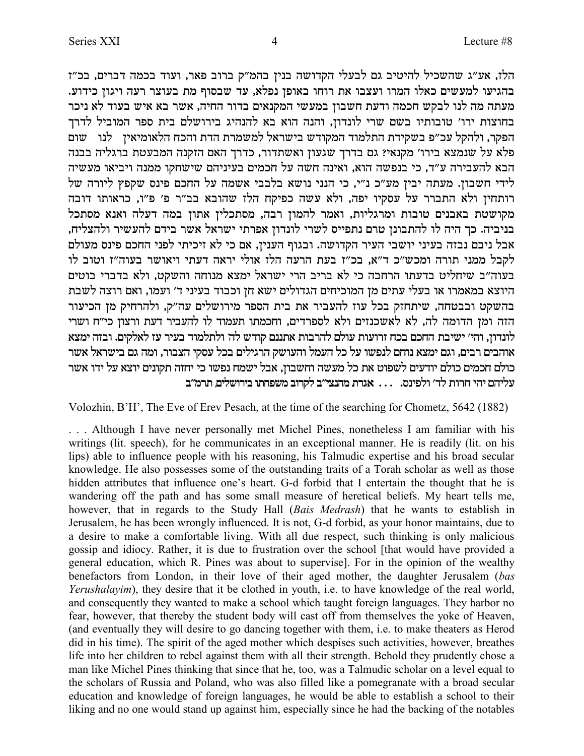הלז, אע"ג שהשכיל להיטיב גם לבעלי הקדושה בנין בהמ"ק ברוב פאר, ועוד בכמה דברים, בכ"ז בהגיעו למעשים כאלו המרו ועצבו את רוחו באופן נפלא, עד שבסוף מת בעוצר רעה ויגון כידוע. מעתה מה לנו לבקש חכמה ודעת חשבון במעשי המקנאים בדור החיה, אשר בא איש בעוד לא ניכר בחוצות ירו' טובותיו בשם שרי לונדון, והנה הוא בא להנהיג בירושלם בית ספר המוביל לדרך הפקר, ולהקל עכ"פ בשקידת התלמוד המקודש בישראל למשמרת הדת והכח הלאומיאין לנו שום פלא על שנמצא בירו' מקנאי? גם בדרך שגעון ואשתדור, כדרך האם הזקנה המבעטת ברגליה בבנה הבא להעבירה ע"ד, כי בנפשה הוא, ואינה חשה על חכמים בעיניהם שישחקו ממנה ויביאו מעשיה לידי חשבון. מעתה יבין מע"כ נ"י, כי הנני נושא בלבבי אשמה על החכם פינס שקפץ ליורה של רותחין ולא התברר על עסקיו יפה, ולא עשה כפיקח הלז שהובא בב"ר פ' פ"ו, כראותו דובה מקושטת באבנים טובות ומרגליות, ואמר להמון רבה, מסתכלין אתון במה דעלה ואנא מסתכל בניביה. כך היה לו להתבונן טרם נתפייס לשרי לונדון אפרתי ישראל אשר בידם להעשיר ולהצליח, אבל ניבם נבזה בעיני יושבי העיר הקדושה. ובגוף הענין, אם כי לא זיכיתי לפני החכם פינס מעולם לקבל ממני תורה ומכש"כ ד"א, בכ"ז בעת הרעה הלז אולי יראה דעתי ויאושר בעוה"ז וטוב לו בעוה"ב שיחליט בדעתו הרחבה כי לא בריב הרי ישראל ימצא מנוחה והשקט, ולא בדברי בוטים היוצא במאמרו או בעלי עתים מן המוכיחים הגדולים ישא חן וכבוד בעיני ד' ועמו, ואם רוצה לשבת בהשקט ובבטחה, שיתחזק בכל עוז להעביר את בית הספר מירושלים עה"ק, ולהרחיק מן הכיעור הזה ומן הדומה לה, לא לאשכנזים ולא לספרדים, וחכמתו תעמוד לו להעביר דעת ורצון כי"ח ושרי לונדון, והי' ישיבת החכם בכח זרועות עולם להרבות אתננם קודש לה' ולתלמוד בעיר עז לאלקים. ובזה ימצא אוהבים רבים, וגם ימצא נוחם לנפשו על כל העמל והעושק הרגילים בכל עסקי הצבור, ומה גם בישראל אשר כולם חכמים כולם יודעים לשפוט את כל מעשה וחשבון, אבל ישמח נפשו כי יחזה תקונים יוצא על ידו אשר עליהם יהי חרות לד' ולפינס. . . . **אגרת מהנצי"ב לקרוב משפחתו בירושלים, תרמ"ב**

Volozhin, B'H', The Eve of Erev Pesach, at the time of the searching for Chometz, 5642 (1882)

. . . Although I have never personally met Michel Pines, nonetheless I am familiar with his writings (lit. speech), for he communicates in an exceptional manner. He is readily (lit. on his lips) able to influence people with his reasoning, his Talmudic expertise and his broad secular knowledge. He also possesses some of the outstanding traits of a Torah scholar as well as those hidden attributes that influence one's heart. G-d forbid that I entertain the thought that he is wandering off the path and has some small measure of heretical beliefs. My heart tells me, however, that in regards to the Study Hall (*Bais Medrash*) that he wants to establish in Jerusalem, he has been wrongly influenced. It is not, G-d forbid, as your honor maintains, due to a desire to make a comfortable living. With all due respect, such thinking is only malicious gossip and idiocy. Rather, it is due to frustration over the school [that would have provided a general education, which R. Pines was about to supervise]. For in the opinion of the wealthy benefactors from London, in their love of their aged mother, the daughter Jerusalem (*bas Yerushalayim*), they desire that it be clothed in youth, i.e. to have knowledge of the real world, and consequently they wanted to make a school which taught foreign languages. They harbor no fear, however, that thereby the student body will cast off from themselves the yoke of Heaven, (and eventually they will desire to go dancing together with them, i.e. to make theaters as Herod did in his time). The spirit of the aged mother which despises such activities, however, breathes life into her children to rebel against them with all their strength. Behold they prudently chose a man like Michel Pines thinking that since that he, too, was a Talmudic scholar on a level equal to the scholars of Russia and Poland, who was also filled like a pomegranate with a broad secular education and knowledge of foreign languages, he would be able to establish a school to their liking and no one would stand up against him, especially since he had the backing of the notables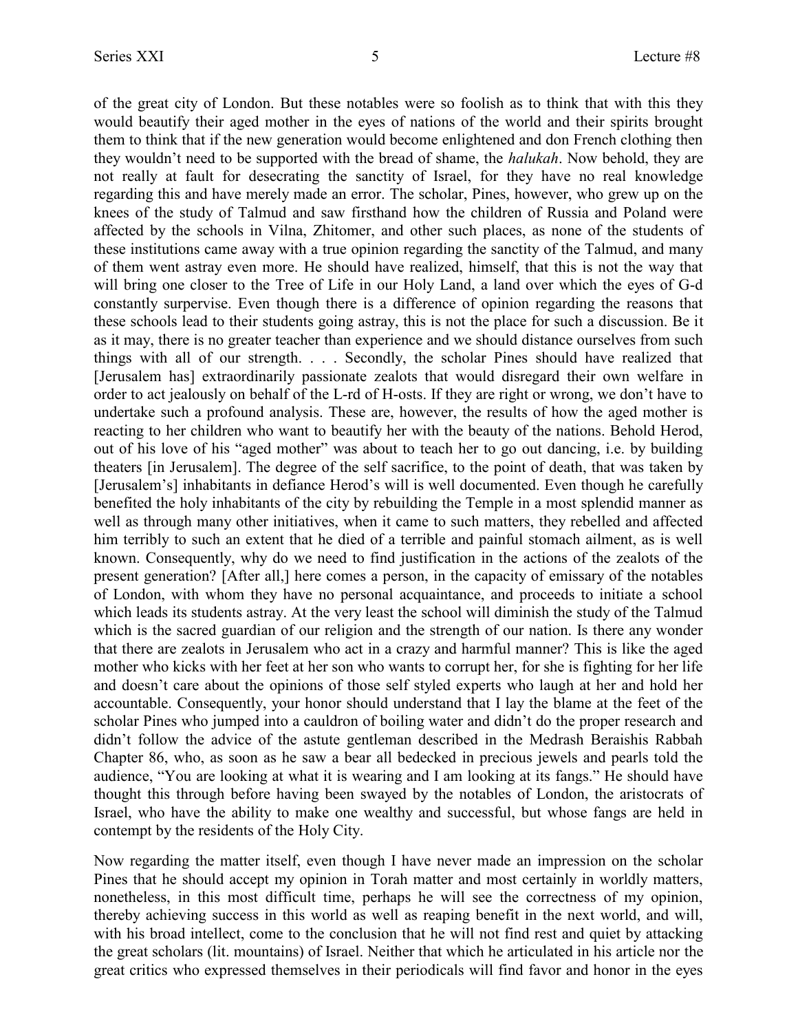of the great city of London. But these notables were so foolish as to think that with this they would beautify their aged mother in the eyes of nations of the world and their spirits brought them to think that if the new generation would become enlightened and don French clothing then they wouldn't need to be supported with the bread of shame, the *halukah*. Now behold, they are not really at fault for desecrating the sanctity of Israel, for they have no real knowledge regarding this and have merely made an error. The scholar, Pines, however, who grew up on the knees of the study of Talmud and saw firsthand how the children of Russia and Poland were affected by the schools in Vilna, Zhitomer, and other such places, as none of the students of these institutions came away with a true opinion regarding the sanctity of the Talmud, and many of them went astray even more. He should have realized, himself, that this is not the way that will bring one closer to the Tree of Life in our Holy Land, a land over which the eyes of G-d constantly surpervise. Even though there is a difference of opinion regarding the reasons that these schools lead to their students going astray, this is not the place for such a discussion. Be it as it may, there is no greater teacher than experience and we should distance ourselves from such things with all of our strength. . . . Secondly, the scholar Pines should have realized that [Jerusalem has] extraordinarily passionate zealots that would disregard their own welfare in order to act jealously on behalf of the L-rd of H-osts. If they are right or wrong, we don't have to undertake such a profound analysis. These are, however, the results of how the aged mother is reacting to her children who want to beautify her with the beauty of the nations. Behold Herod, out of his love of his "aged mother" was about to teach her to go out dancing, i.e. by building theaters [in Jerusalem]. The degree of the self sacrifice, to the point of death, that was taken by [Jerusalem's] inhabitants in defiance Herod's will is well documented. Even though he carefully benefited the holy inhabitants of the city by rebuilding the Temple in a most splendid manner as well as through many other initiatives, when it came to such matters, they rebelled and affected him terribly to such an extent that he died of a terrible and painful stomach ailment, as is well known. Consequently, why do we need to find justification in the actions of the zealots of the present generation? [After all,] here comes a person, in the capacity of emissary of the notables of London, with whom they have no personal acquaintance, and proceeds to initiate a school which leads its students astray. At the very least the school will diminish the study of the Talmud which is the sacred guardian of our religion and the strength of our nation. Is there any wonder that there are zealots in Jerusalem who act in a crazy and harmful manner? This is like the aged mother who kicks with her feet at her son who wants to corrupt her, for she is fighting for her life and doesn't care about the opinions of those self styled experts who laugh at her and hold her accountable. Consequently, your honor should understand that I lay the blame at the feet of the scholar Pines who jumped into a cauldron of boiling water and didn't do the proper research and didn't follow the advice of the astute gentleman described in the Medrash Beraishis Rabbah Chapter 86, who, as soon as he saw a bear all bedecked in precious jewels and pearls told the audience, "You are looking at what it is wearing and I am looking at its fangs." He should have thought this through before having been swayed by the notables of London, the aristocrats of Israel, who have the ability to make one wealthy and successful, but whose fangs are held in contempt by the residents of the Holy City.

Now regarding the matter itself, even though I have never made an impression on the scholar Pines that he should accept my opinion in Torah matter and most certainly in worldly matters, nonetheless, in this most difficult time, perhaps he will see the correctness of my opinion, thereby achieving success in this world as well as reaping benefit in the next world, and will, with his broad intellect, come to the conclusion that he will not find rest and quiet by attacking the great scholars (lit. mountains) of Israel. Neither that which he articulated in his article nor the great critics who expressed themselves in their periodicals will find favor and honor in the eyes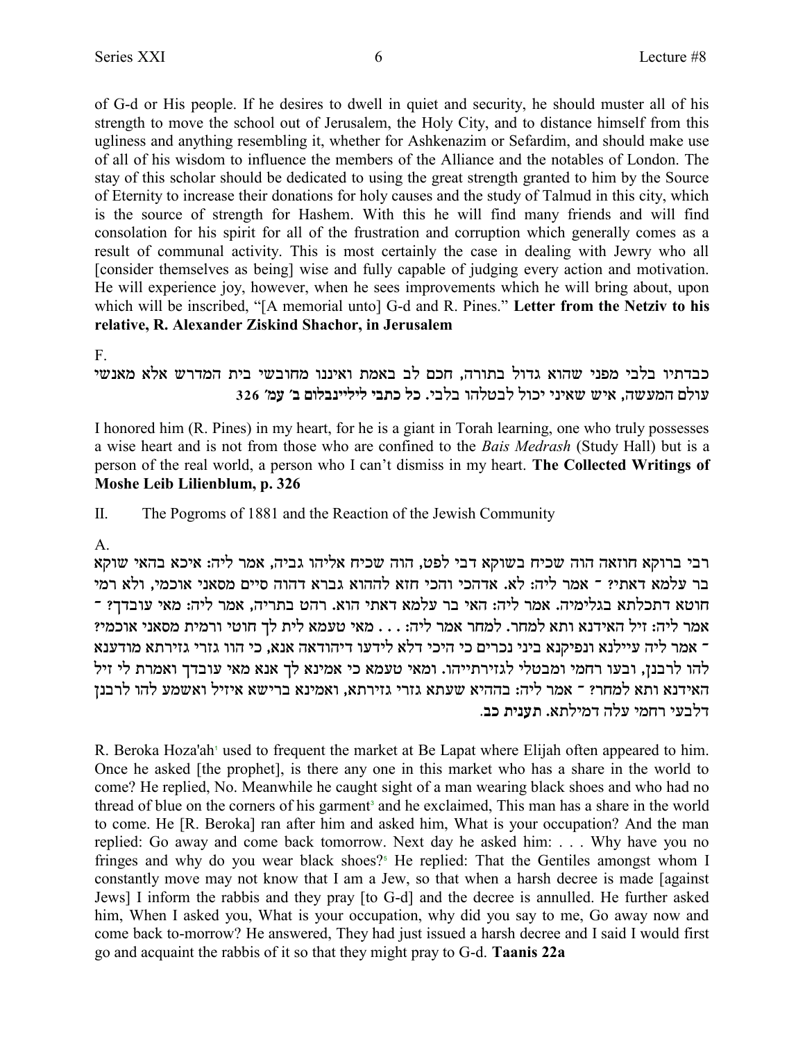of G-d or His people. If he desires to dwell in quiet and security, he should muster all of his strength to move the school out of Jerusalem, the Holy City, and to distance himself from this ugliness and anything resembling it, whether for Ashkenazim or Sefardim, and should make use of all of his wisdom to influence the members of the Alliance and the notables of London. The stay of this scholar should be dedicated to using the great strength granted to him by the Source of Eternity to increase their donations for holy causes and the study of Talmud in this city, which is the source of strength for Hashem. With this he will find many friends and will find consolation for his spirit for all of the frustration and corruption which generally comes as a result of communal activity. This is most certainly the case in dealing with Jewry who all [consider themselves as being] wise and fully capable of judging every action and motivation. He will experience joy, however, when he sees improvements which he will bring about, upon which will be inscribed, "[A memorial unto] G-d and R. Pines." **Letter from the Netziv to his relative, R. Alexander Ziskind Shachor, in Jerusalem**

F.

כבדתיו בלבי מפני שהוא גדול בתורה, חכם לב באמת ואיננו מחובשי בית המדרש אלא מאנשי עולם המעשה, איש שאיני יכול לבטלהו בלבי. **כל כתבי ליליינבלום ב' עמ' 326**

I honored him (R. Pines) in my heart, for he is a giant in Torah learning, one who truly possesses a wise heart and is not from those who are confined to the *Bais Medrash* (Study Hall) but is a person of the real world, a person who I can't dismiss in my heart. **The Collected Writings of Moshe Leib Lilienblum, p. 326**

II. The Pogroms of 1881 and the Reaction of the Jewish Community

A.

רבי ברוקא חוזאה הוה שכיח בשוקא דבי לפט, הוה שכיח אליהו גביה, אמר ליה: איכא בהאי שוקא בר עלמא דאתי? - אמר ליה: לא. אדהכי והכי חזא לההוא גברא דהוה סיים מסאני אוכמי, ולא רמי חוטא דתכלתא בגלימיה. אמר ליה: האי בר עלמא דאתי הוא. רהט בתריה, אמר ליה: מאי עובדך? - אמר ליה: זיל האידנא ותא למחר. למחר אמר ליה: . . . מאי טעמא לית לך חוטי ורמית מסאני אוכמי? - אמר ליה עיילנא ונפיקנא ביני נכרים כי היכי דלא לידעו דיהודאה אנא, כי הוו גזרי גזירתא מודענא להו לרבנן, ובעו רחמי ומבטלי לגזירתייהו. ומאי טעמא כי אמינא לך אנא מאי עובדך ואמרת לי זיל האידנא ותא למחר? - אמר ליה: בההיא שעתא גזרי גזירתא, ואמינא ברישא איזיל ואשמע להו לרבנן דלבעי רחמי עלה דמילתא. **תענית כב.**

R. Beroka Hoza'ah[1] used to frequent the market at Be Lapat where Elijah often appeared to him. Once he asked [the prophet], is there any one in this market who has a share in the world to come? He replied, No. Meanwhile he caught sight of a man wearing black shoes and who had no thread of blue on the corners of his garment[3] and he exclaimed, This man has a share in the world to come. He [R. Beroka] ran after him and asked him, What is your occupation? And the man replied: Go away and come back tomorrow. Next day he asked him: . . . Why have you no fringes and why do you wear black shoes?[5] He replied: That the Gentiles amongst whom I constantly move may not know that I am a Jew, so that when a harsh decree is made [against Jews] I inform the rabbis and they pray [to G-d] and the decree is annulled. He further asked him, When I asked you, What is your occupation, why did you say to me, Go away now and come back to-morrow? He answered, They had just issued a harsh decree and I said I would first go and acquaint the rabbis of it so that they might pray to G-d. **Taanis 22a**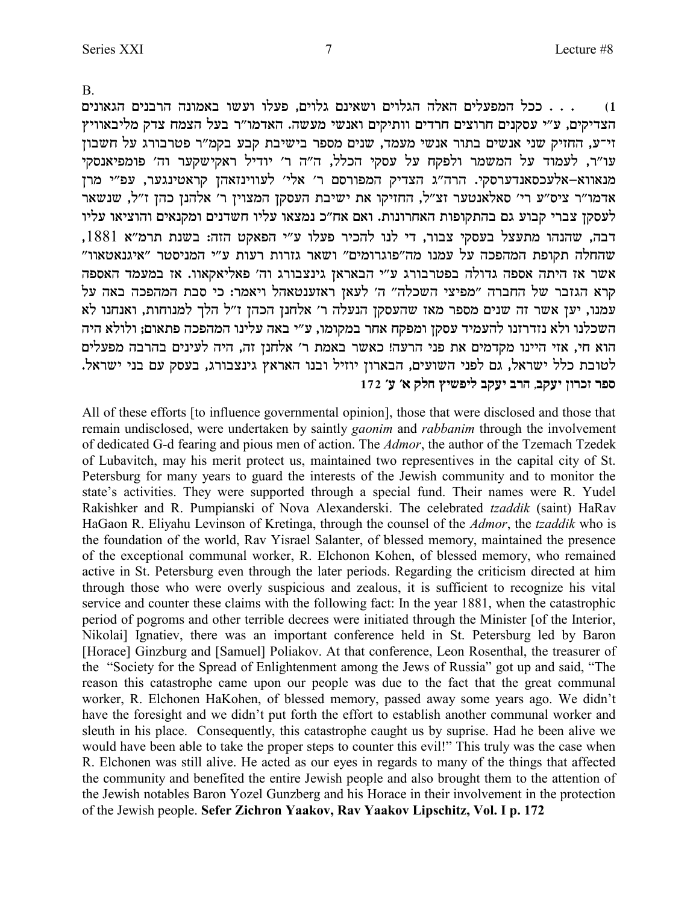B.

1) . . . ככל המפעלים האלה הגלוים ושאינם גלוים, פעלו ועשו באמונה הרבנים הגאונים הצדיקים, ע"י עסקנים חרוצים חרדים וותיקים ואנשי מעשה. האדמו"ר בעל הצמח צדק מליבאוויץ זי"ע, החזיק שני אנשים בתור אנשי מעמד, שנים מספר בישיבת קבע בקמ"ר פטרבורג על חשבון עו"ר, לעמוד על המשמר ולפקח על עסקי הכלל, ה"ה ר' יודיל ראקישקער וה' פומפיאנסקי מנאווא–אלעכסאנדערסקי. הרה"ג הצדיק המפורסם ר' אלי' לעווינזאהן קראטינגער, עפ"י מרן אדמו"ר ציס"ע רי' סאלאנטער זצ"ל, החזיקו את ישיבת העסקן המצוין ר' אלחנן כהן ז"ל, שנשאר לעסקן צברי קבוע גם בהתקופות האחרונות. ואם אח"כ נמצאו עליו חשדנים ומקנאים והוציאו עליו דבה, שהנהו מתעצל בעסקי צבור, די לנו להכיר פעלו ע"י הפאקט הזה: בשנת תרמ"א 1881, שהחלה תקופת המהפכה על עמנו מה"פוגרומים" ושאר גזרות רעות ע"י המניסטר "איגנאטאוו" אשר אז היתה אספה גדולה בפטרבורג ע"י הבאראן גינצבורג וה' פאליאקאוו. אז במעמד האספה קרא הגזבר של החברה "מפיצי השכלה" ה' לעאן ראזענטאהל ויאמר: כי סבת המהפכה באה על עמנו, יען אשר זה שנים מספר מאז שהעסקן הנעלה ר' אלחנן הכהן ז"ל הלך למנוחות, ואנחנו לא השכלנו ולא נזדרזנו להעמיד עסקן ומפקח אחר במקומו, ע"י באה עלינו המהפכה פתאום; ולולא היה הוא חי, אזי היינו מקדמים את פני הרעה! כאשר באמת ר' אלחנן זה, היה לעינים בהרבה מפעלים לטובת כלל ישראל, גם לפני השועים, הבארון יוזיל ובנו הארון גינצבורג, בעסק עם בני ישראל.
**ספר זכרון יעקב, הרב יעקב ליפשיץ חלק א' ע' 172**

All of these efforts [to influence governmental opinion], those that were disclosed and those that remain undisclosed, were undertaken by saintly *gaonim* and *rabbanim* through the involvement of dedicated G-d fearing and pious men of action. The *Admor*, the author of the Tzemach Tzedek of Lubavitch, may his merit protect us, maintained two representatives in the capital city of St. Petersburg for many years to guard the interests of the Jewish community and to monitor the state's activities. They were supported through a special fund. Their names were R. Yudel Rakishker and R. Pumpianski of Nova Alexanderski. The celebrated *tzaddik* (saint) HaRav HaGaon R. Eliyahu Levinson of Kretinga, through the counsel of the *Admor*, the *tzaddik* who is the foundation of the world, Rav Yisrael Salanter, of blessed memory, maintained the presence of the exceptional communal worker, R. Elchonon Kohen, of blessed memory, who remained active in St. Petersburg even through the later periods. Regarding the criticism directed at him through those who were overly suspicious and zealous, it is sufficient to recognize his vital service and counter these claims with the following fact: In the year 1881, when the catastrophic period of pogroms and other terrible decrees were initiated through the Minister [of the Interior, Nikolai] Ignatiev, there was an important conference held in St. Petersburg led by Baron [Horace] Ginzburg and [Samuel] Poliakov. At that conference, Leon Rosenthal, the treasurer of the "Society for the Spread of Enlightenment among the Jews of Russia" got up and said, "The reason this catastrophe came upon our people was due to the fact that the great communal worker, R. Elchonen HaKohen, of blessed memory, passed away some years ago. We didn't have the foresight and we didn't put forth the effort to establish another communal worker and sleuth in his place. Consequently, this catastrophe caught us by suprise. Had he been alive we would have been able to take the proper steps to counter this evil!" This truly was the case when R. Elchonen was still alive. He acted as our eyes in regards to many of the things that affected the community and benefited the entire Jewish people and also brought them to the attention of the Jewish notables Baron Yozel Gunzberg and his Horace in their involvement in the protection of the Jewish people. **Sefer Zichron Yaakov, Rav Yaakov Lipschitz, Vol. I p. 172**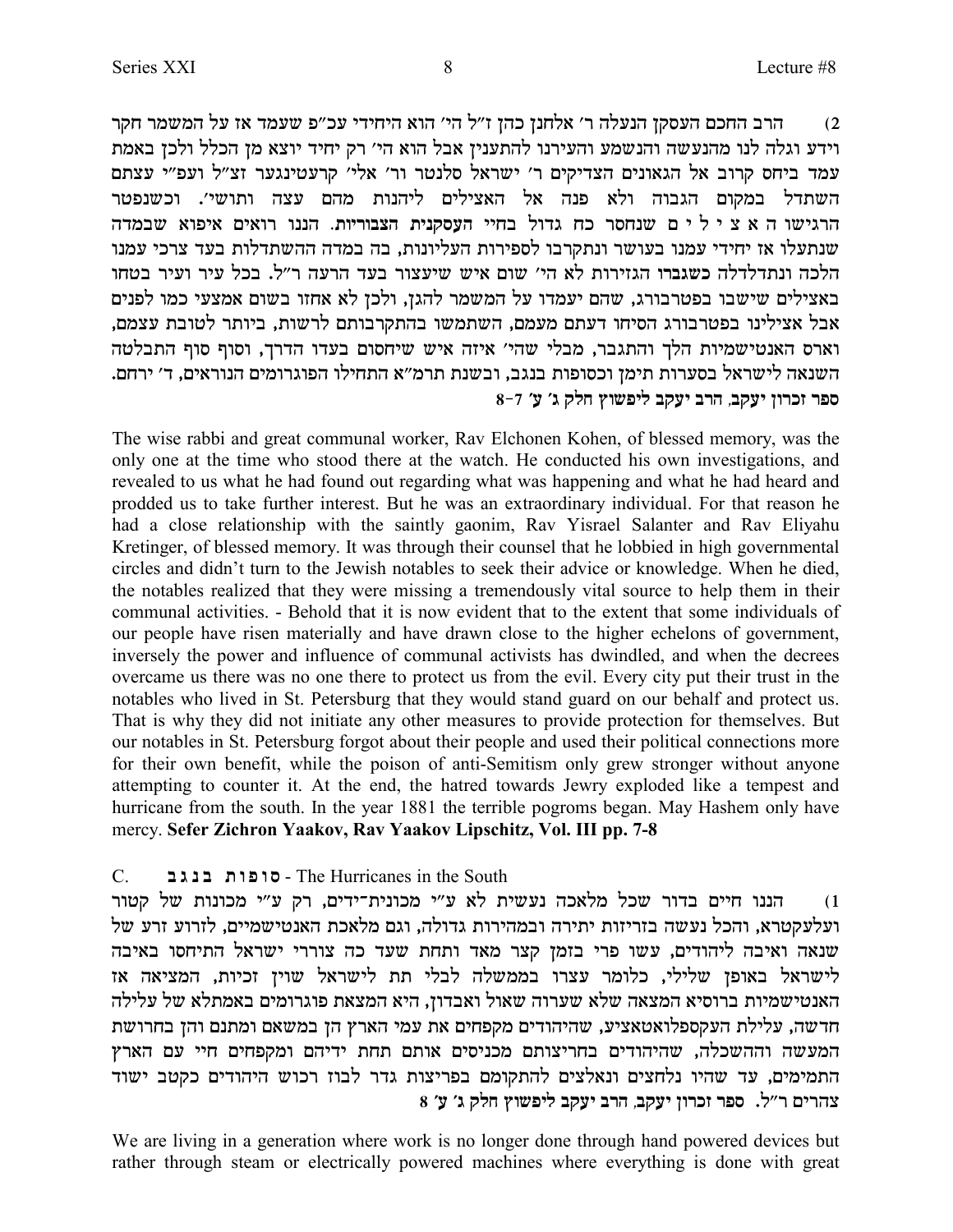2) הרב החכם העסקן הנעלה ר' אלחנן כהן ז"ל הי' הוא היחידי עכ"פ שעמד אז על המשמר חקר וידע וגלה לנו מהנעשה והנשמע והעירנו להתענין אבל הוא הי' רק יחיד יוצא מן הכלל ולכן באמת עמד ביחס קרוב אל הגאונים הצדיקים ר' ישראל סלנטר ור' אלי' קרעטינגער זצ"ל ועפ"י עצתם השתדל במקום הגבוה ולא פנה אל האצילים ליהנות מהם עצה ותושי'. וכשנפטר הרגישו ה א צ י ל י ם שנחסר כח גדול בחיי העסקנית הצבוריות. הננו רואים איפוא שבמדה שנתעלו אז יחידי עמנו בעושר ונתקרבו לספירות העליונות, בה במדה ההשתדלות בעד צרכי עמנו הלכה ונתדלדלה כשגברו הגזירות לא הי' שום איש שיעצור בעד הרעה ר"ל. בכל עיר ועיר בטחו באצילים שישבו בפטרבורג, שהם יעמדו על המשמר להגן, ולכן לא אחזו בשום אמצעי כמו לפנים, אבל אצילינו בפטרבורג הסיחו דעתם מעמם, השתמשו בהתקרבותם לרשות, ביותר לטובת עצמם, וארס האנטישמיות הלך והתגבר, מבלי שהי' איזה איש שיחסום בעדו הדרך, וסוף סוף התבלטה השנאה לישראל בסערות תימן וכסופות בנגב, ובשנת תרמ"א התחילו הפוגרומים הנוראים, ד' ירחם. **ספר זכרון יעקב, הרב יעקב ליפשוץ חלק ג' ע' 7-8**

The wise rabbi and great communal worker, Rav Elchonen Kohen, of blessed memory, was the only one at the time who stood there at the watch. He conducted his own investigations, and revealed to us what he had found out regarding what was happening and what he had heard and prodded us to take further interest. But he was an extraordinary individual. For that reason he had a close relationship with the saintly gaonim, Rav Yisrael Salanter and Rav Eliyahu Kretinger, of blessed memory. It was through their counsel that he lobbied in high governmental circles and didn't turn to the Jewish notables to seek their advice or knowledge. When he died, the notables realized that they were missing a tremendously vital source to help them in their communal activities. - Behold that it is now evident that to the extent that some individuals of our people have risen materially and have drawn close to the higher echelons of government, inversely the power and influence of communal activists has dwindled, and when the decrees overcame us there was no one there to protect us from the evil. Every city put their trust in the notables who lived in St. Petersburg that they would stand guard on our behalf and protect us. That is why they did not initiate any other measures to provide protection for themselves. But our notables in St. Petersburg forgot about their people and used their political connections more for their own benefit, while the poison of anti-Semitism only grew stronger without anyone attempting to counter it. At the end, the hatred towards Jewry exploded like a tempest and hurricane from the south. In the year 1881 the terrible pogroms began. May Hashem only have mercy. **Sefer Zichron Yaakov, Rav Yaakov Lipschitz, Vol. III pp. 7-8**

## C. סופות בנגב - The Hurricanes in the South

1) הננו חיים בדור שכל מלאכה נעשית לא ע"י מכונית־ידים, רק ע"י מכונות של קטור ועלעקטרא, והכל נעשה בזריזות יתירה ובמהירות גדולה, וגם מלאכת האנטישמיים, לזרוע זרע של שנאה ואיבה ליהודים, עשו פרי בזמן קצר מאד ותחת שעד כה צוררי ישראל התיחסו באיבה לישראל באופן שלילי, כלומר עצרו בממשלה לבלי תת לישראל שוין זכיות, המציאה אז האנטישמיות ברוסיא המצאה שלא שערוה שאול ואבדון, היא המצאת פוגרומים באמתלא של עלילה חדשה, עלילת העקספלואטאציע, שהיהודים מקפחים את עמי הארץ הן במשאם ומתנם והן בחרושת המעשה וההשכלה, שהיהודים בחריצותם מכניסים אותם תחת ידיהם ומקפחים חיי עם הארץ התמימים, עד שהיו נלחצים ונאלצים להתקומם בפריצות גדר לבוז רכוש היהודים כקטב ישוד צהרים ר"ל. **ספר זכרון יעקב, הרב יעקב ליפשוץ חלק ג' ע' 8**

We are living in a generation where work is no longer done through hand powered devices but rather through steam or electrically powered machines where everything is done with great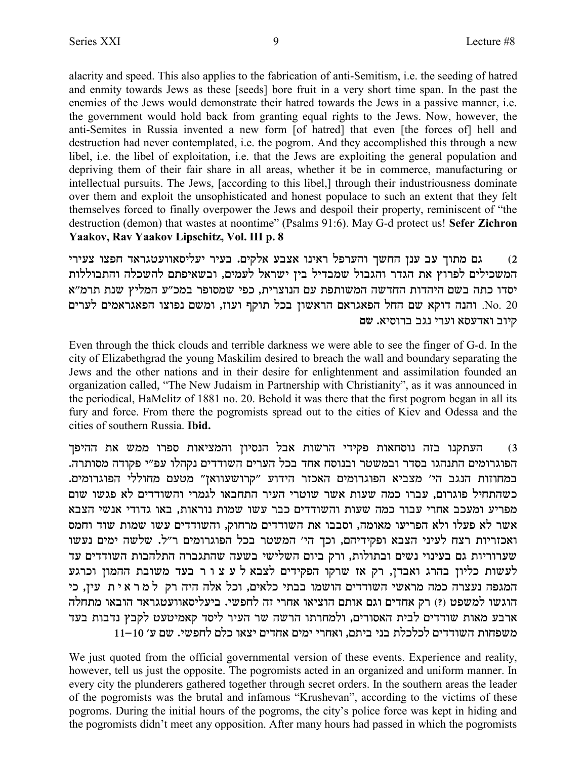alacrity and speed. This also applies to the fabrication of anti-Semitism, i.e. the seeding of hatred and enmity towards Jews as these [seeds] bore fruit in a very short time span. In the past the enemies of the Jews would demonstrate their hatred towards the Jews in a passive manner, i.e. the government would hold back from granting equal rights to the Jews. Now, however, the anti-Semites in Russia invented a new form [of hatred] that even [the forces of] hell and destruction had never contemplated, i.e. the pogrom. And they accomplished this through a new libel, i.e. the libel of exploitation, i.e. that the Jews are exploiting the general population and depriving them of their fair share in all areas, whether it be in commerce, manufacturing or intellectual pursuits. The Jews, [according to this libel,] through their industriousness dominate over them and exploit the unsophisticated and honest populace to such an extent that they felt themselves forced to finally overpower the Jews and despoil their property, reminiscent of "the destruction (demon) that wastes at noontime" (Psalms 91:6). May G-d protect us! **Sefer Zichron Yaakov, Rav Yaakov Lipschitz, Vol. III p. 8**

2) גם מתוך עב ענן החשך והערפל ראינו אצבע אלקים. בעיר יעליסאוועטגראד חפצו צעירי המשכילים לפרוץ את הגדר והגבול שמבדיל בין ישראל לעמים, ובשאיפתם להשכלה והתבוללות יסדו כתה בשם היהדות החדשה המשותפת עם הנוצרית, כפי שמסופר במכ"ע המליץ שנת תרמ"א No. 20. והנה דוקא שם החל הפאגראם הראשון בכל תוקף ועוז, ומשם נפוצו הפאגראמים לערים קיוב ואדעסא וערי נגב ברוסיא. שם

Even through the thick clouds and terrible darkness we were able to see the finger of G-d. In the city of Elizabethgrad the young Maskilim desired to breach the wall and boundary separating the Jews and the other nations and in their desire for enlightenment and assimilation founded an organization called, "The New Judaism in Partnership with Christianity", as it was announced in the periodical, HaMelitz of 1881 no. 20. Behold it was there that the first pogrom began in all its fury and force. From there the pogromists spread out to the cities of Kiev and Odessa and the cities of southern Russia. **Ibid.**

3) העתקנו בזה נוסחאות פקידי הרשות אבל הנסיון והמציאות ספרו ממש את ההיפך. הפוגרומים התנהגו בסדר ובמשטר ובנוסח אחד בכל הערים השודדים נקהלו עפ"י פקודה מסותרה. במחוזות הנגב הי' מצביא הפוגרומים האכזר הידוע "קרושעוואן" מטעם מחוללי הפוגרומים. כשהתחיל פוגרום, עברו כמה שעות אשר שוטרי העיר התחבאו לגמרי והשודדים לא פגשו שום מפריע ומעכב אחרי עבור כמה שעות והשודדים כבר עשו שמות נוראות, באו גדודי אנשי הצבא אשר לא פעלו ולא הפריעו מאומה, וסבבו את השודדים מרחוק, והשודדים עשו שמות שוד וחמס ואכזריות רצח לעיני הצבא ופקידיהם, וכך הי' המשטר בכל הפוגרומים ר"ל. שלשה ימים נעשו שערוריות גם בעינוי נשים ובתולות, ורק ביום השלישי בשעה שהתגברה התלהבות השודדים עד לעשות כליון בהרג ואבדן, רק אז שרקו הפקידים לצבא ל ע צ ו ר בעד משובת ההמון וכרגע המגפה נעצרה כמה מראשי השודדים הושמו בבתי כלאים, וכל אלה היה רק ל מ ר א י ת עין, כי הוגשו למשפט (?) רק אחדים וגם אותם הוציאו אחרי זה לחפשי. ביעליסאוועטגראד הובאו מתחלה ארבע מאות שודדים לבית האסורים, ולמחרתו הרשה שר העיר ליסד קאמיטעט לקבץ נדבות בעד משפחות השודדים לכלכלת בני ביתם, ואחרי ימים אחדים יצאו כלם לחפשי. שם ע' 10–11

We just quoted from the official governmental version of these events. Experience and reality, however, tell us just the opposite. The pogromists acted in an organized and uniform manner. In every city the plunderers gathered together through secret orders. In the southern areas the leader of the pogromists was the brutal and infamous "Krushevan", according to the victims of these pogroms. During the initial hours of the pogroms, the city's police force was kept in hiding and the pogromists didn't meet any opposition. After many hours had passed in which the pogromists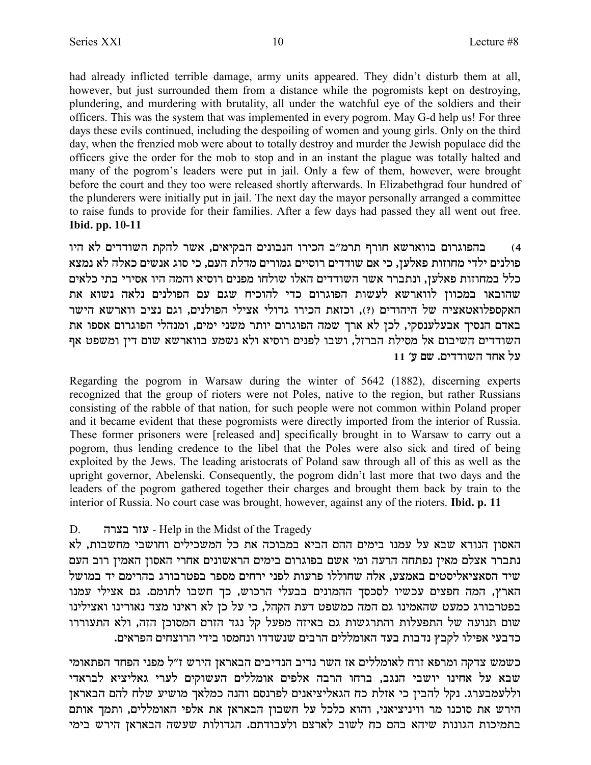had already inflicted terrible damage, army units appeared. They didn't disturb them at all, however, but just surrounded them from a distance while the pogromists kept on destroying, plundering, and murdering with brutality, all under the watchful eye of the soldiers and their officers. This was the system that was implemented in every pogrom. May G-d help us! For three days these evils continued, including the despoiling of women and young girls. Only on the third day, when the frenzied mob were about to totally destroy and murder the Jewish populace did the officers give the order for the mob to stop and in an instant the plague was totally halted and many of the pogrom's leaders were put in jail. Only a few of them, however, were brought before the court and they too were released shortly afterwards. In Elizabethgrad four hundred of the plunderers were initially put in jail. The next day the mayor personally arranged a committee to raise funds to provide for their families. After a few days had passed they all went out free. **Ibid. pp. 10-11**

4) בהפוגרום בווארשא חורף תרמ"ב הכירו הנבונים הבקיאים, אשר להקת השודדים לא היו פולנים ילדי מחוזות פאלען, כי אם שודדים רוסיים גמורים מדלת העם, כי סוג אנשים כאלה לא נמצא כלל במחוזות פאלען, ונתברר אשר השודדים האלו שולחו מפנים רוסיא והמה היו אסירי בתי כלאים שהובאו במכוון לווארשא לעשות הפוגרום כדי להוכיח שגם עם הפולנים נלאה נשוא את האקספלואטאציה של היהודים (?), וכזאת הכירו גדולי אצילי הפולנים, וגם נציב ווארשא הישר באדם הנסיך אבעלענסקי, לכן לא ארך שמה הפוגרום יותר משני ימים, ומנהלי הפוגרום אספו את השודדים השיבום אל מסילת הברזל, ושבו לפנים רוסיא ולא נשמע בווארשא שום דין ומשפט אף על אחד השודדים. **שם ע' 11**

Regarding the pogrom in Warsaw during the winter of 5642 (1882), discerning experts recognized that the group of rioters were not Poles, native to the region, but rather Russians consisting of the rabble of that nation, for such people were not common within Poland proper and it became evident that these pogromists were directly imported from the interior of Russia. These former prisoners were [released and] specifically brought in to Warsaw to carry out a pogrom, thus lending credence to the libel that the Poles were also sick and tired of being exploited by the Jews. The leading aristocrats of Poland saw through all of this as well as the upright governor, Abelenski. Consequently, the pogrom didn't last more that two days and the leaders of the pogrom gathered together their charges and brought them back by train to the interior of Russia. No court case was brought, however, against any of the rioters. **Ibid. p. 11**

D. עזר בצרה - Help in the Midst of the Tragedy

האסון הנורא שבא על עמנו בימים ההם הביא במבוכה את כל המשכילים וחושבי מחשבות, לא נתברר אצלם מאין נפתחה הרעה ומי אשם בפוגרום בימים הראשונים אחרי האסון האמין רוב העם שיד הסאציאליסטים באמצע, אלה שחוללו פרעות לפני ירחים מספר בפטרבורג בהרימם יד במושל הארץ, המה חפצים עכשיו לסכסך ההמונים בבעלי הרכוש, כך חשבו לתומם. גם אצילי עמנו בפטרבורג כמעט שהאמינו גם המה כמשפט דעת הקהל, כי על כן לא ראינו מצד נאורינו ואצילינו שום תנועה של התפעלות והתרגשות גם באיזה מפעל קל נגד הזרם המסוכן הזה, ולא התעוררו כדבעי אפילו לקבץ נדבות בעד האומללים הרבים שנשדדו ונחמסו בידי הרוצחים הפראים.

כשמש צדקה ומרפא זרח לאומללים אז השר נדיב הנדיבים הבאראן הירש ז"ל מפני הפחד הפתאומי שבא על אחינו יושבי הנגב, ברחו הרבה אלפים אומללים העשוקים לערי גאליציא לבראדי וללעמבערג. נקל להבין כי אזלת כח הגאליציאנים לפרנסם והנה כמלאך מושיע שלח להם הבאראן הירש את סוכנו מר וויניציאני, והוא כלכל על חשבון הבאראן את אלפי האומללים, ותמך אותם בתמיכות הגונות שיהא בהם כח לשוב לארצם ולעבודתם. הגדולות שעשה הבאראן הירש בימי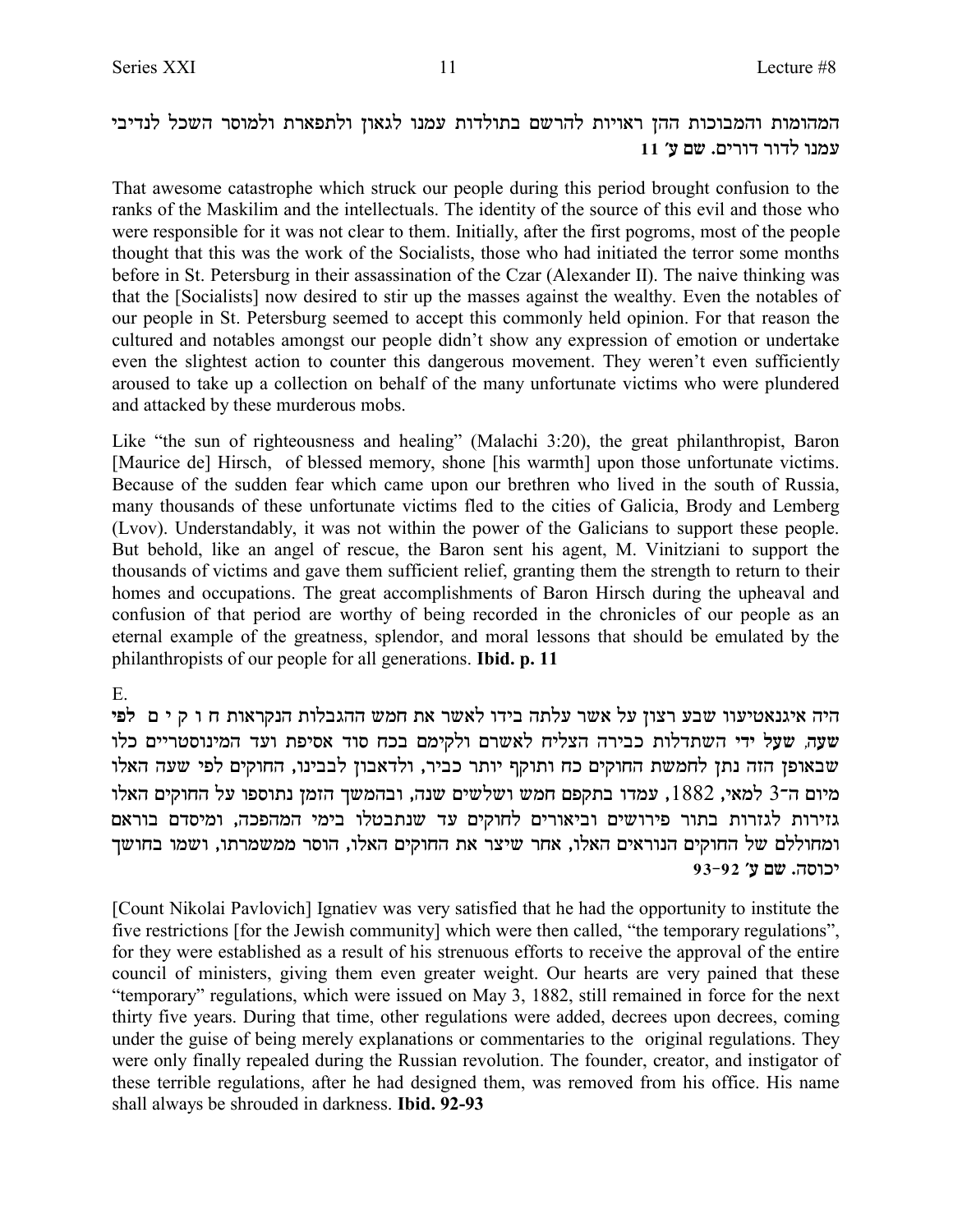המהומות והמבוכות ההן ראויות להרשם בתולדות עמנו לגאון ולתפארת ולמוסר השכל לנדיבי עמנו לדור דורים. **שם ע׳ 11**

That awesome catastrophe which struck our people during this period brought confusion to the ranks of the Maskilim and the intellectuals. The identity of the source of this evil and those who were responsible for it was not clear to them. Initially, after the first pogroms, most of the people thought that this was the work of the Socialists, those who had initiated the terror some months before in St. Petersburg in their assassination of the Czar (Alexander II). The naive thinking was that the [Socialists] now desired to stir up the masses against the wealthy. Even the notables of our people in St. Petersburg seemed to accept this commonly held opinion. For that reason the cultured and notables amongst our people didn't show any expression of emotion or undertake even the slightest action to counter this dangerous movement. They weren't even sufficiently aroused to take up a collection on behalf of the many unfortunate victims who were plundered and attacked by these murderous mobs.

Like "the sun of righteousness and healing" (Malachi 3:20), the great philanthropist, Baron [Maurice de] Hirsch, of blessed memory, shone [his warmth] upon those unfortunate victims. Because of the sudden fear which came upon our brethren who lived in the south of Russia, many thousands of these unfortunate victims fled to the cities of Galicia, Brody and Lemberg (Lvov). Understandably, it was not within the power of the Galicians to support these people. But behold, like an angel of rescue, the Baron sent his agent, M. Vinitziani to support the thousands of victims and gave them sufficient relief, granting them the strength to return to their homes and occupations. The great accomplishments of Baron Hirsch during the upheaval and confusion of that period are worthy of being recorded in the chronicles of our people as an eternal example of the greatness, splendor, and moral lessons that should be emulated by the philanthropists of our people for all generations. **Ibid. p. 11**

E.

**היה איגנאטיעוו שבע רצון על אשר עלתה בידו לאשר את חמש ההגבלות הנקראות ח ו ק י ם לפי שעה, שעל ידי השתדלות כבירה הצליח לאשרם ולקימם בכח סוד אסיפת ועד המינוסטריים כלו שבאופן הזה נתן לחמשת החוקים כח ותוקף יותר כביר, ולדאבון לבבינו, החוקים לפי שעה האלו מיום ה־3 למאי, 1882, עמדו בתקפם חמש ושלשים שנה, ובהמשך הזמן נתוספו על החוקים האלו גזירות לגזרות בתור פירושים וביאורים לחוקים עד שנתבטלו בימי המהפכה, ומיסדם בוראם ומחוללם של החוקים הנוראים האלו, אחר שיצר את החוקים האלו, הוסר ממשמרתו, ושמו בחושך יכוסה. שם ע׳ 92-93**

[Count Nikolai Pavlovich] Ignatiev was very satisfied that he had the opportunity to institute the five restrictions [for the Jewish community] which were then called, "the temporary regulations", for they were established as a result of his strenuous efforts to receive the approval of the entire council of ministers, giving them even greater weight. Our hearts are very pained that these "temporary" regulations, which were issued on May 3, 1882, still remained in force for the next thirty five years. During that time, other regulations were added, decrees upon decrees, coming under the guise of being merely explanations or commentaries to the original regulations. They were only finally repealed during the Russian revolution. The founder, creator, and instigator of these terrible regulations, after he had designed them, was removed from his office. His name shall always be shrouded in darkness. **Ibid. 92-93**